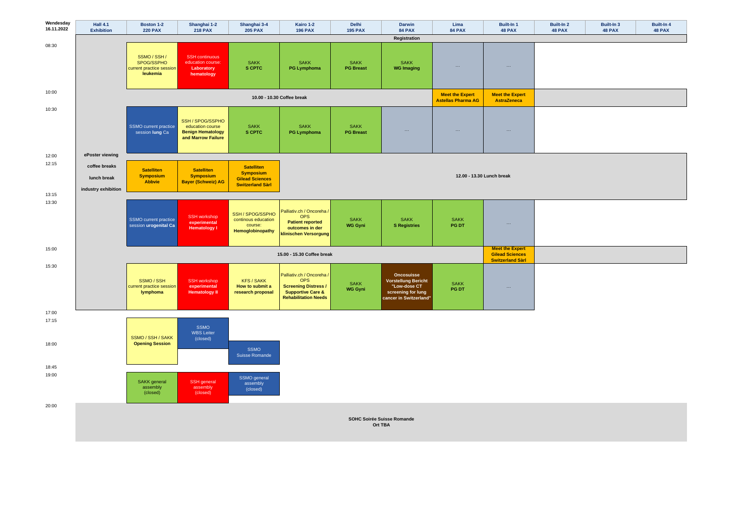**Wendesday 16.11.2022**

| Time | Hall 4.1 Exhibition | Boston 1-2 220 PAX | Shanghai 1-2 218 PAX | Shanghai 3-4 205 PAX | Kairo 1-2 196 PAX | Delhi 195 PAX | Darwin 84 PAX | Lima 84 PAX | Built-In 1 48 PAX | Built-In 2 48 PAX | Built-In 3 48 PAX | Built-In 4 48 PAX |
|---|---|---|---|---|---|---|---|---|---|---|---|---|
| | | | | | | | Registration | | | | | |
| 08:30 | | SSMO / SSH / SPOG/SSPHO current practice session **leukemia** | SSH continuous education course: **Laboratory hematology** | SAKK **S CPTC** | SAKK **PG Lymphoma** | SAKK **PG Breast** | SAKK **WG Imaging** | ... | ... | | | |
| 10:00 | | **10.00 - 10.30 Coffee break** | | | | | | **Meet the Expert Astellas Pharma AG** | **Meet the Expert AstraZeneca** | | | |
| 10:30 | | SSMO current practice session **lung** Ca | SSH / SPOG/SSPHO education course **Benign Hematology and Marrow Failure** | SAKK **S CPTC** | SAKK **PG Lymphoma** | SAKK **PG Breast** | ... | ... | ... | | | |
| 12:00 | **ePoster viewing** | | | | | | | | | | | |
| 12:15 – 13:15 | **coffee breaks** **lunch break** **industry exhibition** | **Satelliten Symposium Abbvie** | **Satelliten Symposium Bayer (Schweiz) AG** | **Satelliten Symposium Gilead Sciences Switzerland Sàrl** | **12.00 - 13.30 Lunch break** | | | | | | | |
| 13:30 | | SSMO current practice session **urogenital Ca** | SSH workshop **experimental Hematology I** | SSH / SPOG/SSPHO continous education course: **Hemoglobinopathy** | Palliativ.ch / Oncoreha / OPS **Patient reported outcomes in der klinischen Versorgung** | SAKK **WG Gyni** | SAKK **S Registries** | SAKK **PG DT** | ... | | | |
| 15:00 | | **15.00 - 15.30 Coffee break** | | | | | | | **Meet the Expert Gilead Sciences Switzerland Sàrl** | | | |
| 15:30 | | SSMO / SSH current practice session **lymphoma** | SSH workshop **experimental Hematology II** | KFS / SAKK **How to submit a research proposal** | Palliativ.ch / Oncoreha / OPS **Screening Distress / Supportive Care & Rehabilitation Needs** | SAKK **WG Gyni** | **Oncosuisse Vorstellung Bericht "Low-dose CT screening for lung cancer in Switzerland"** | SAKK **PG DT** | ... | | | |
| 17:00 | | | | | | | | | | | | |
| 17:15 | | SSMO / SSH / SAKK **Opening Session** | SSMO WBS Leiter (closed) | | | | | | | | | |
| 18:00 | | | | SSMO Suisse Romande | | | | | | | | |
| 18:45 | | | | | | | | | | | | |
| 19:00 | | SAKK general assembly (closed) | SSH general assembly (closed) | SSMO general assembly (closed) | | | | | | | | |
| 20:00 | | **SOHC Soirée Suisse Romande Ort TBA** | | | | | | | | | | |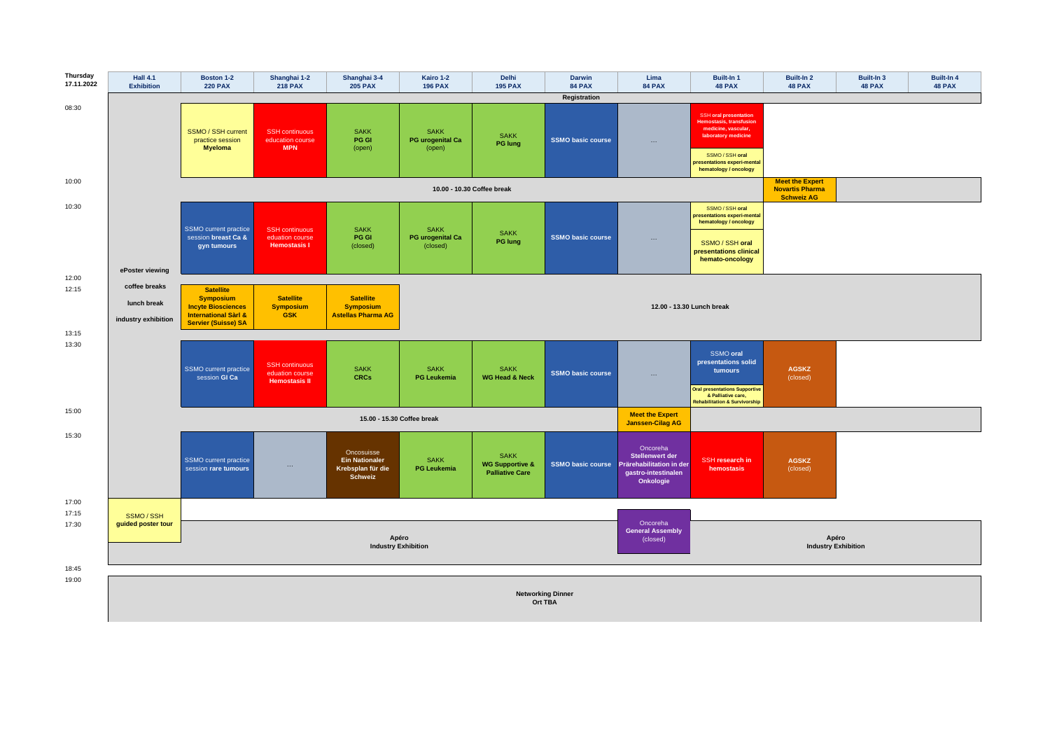**Thursday 17.11.2022**

| Time | Hall 4.1 Exhibition | Boston 1-2 220 PAX | Shanghai 1-2 218 PAX | Shanghai 3-4 205 PAX | Kairo 1-2 196 PAX | Delhi 195 PAX | Darwin 84 PAX | Lima 84 PAX | Built-In 1 48 PAX | Built-In 2 48 PAX | Built-In 3 48 PAX | Built-In 4 48 PAX |
|---|---|---|---|---|---|---|---|---|---|---|---|---|
| | | | | | | | Registration | | | | | |
| 08:30 | | SSMO / SSH current practice session **Myeloma** | SSH continuous education course **MPN** | SAKK **PG GI** (open) | SAKK **PG urogenital Ca** (open) | SAKK **PG lung** | **SSMO basic course** | ... | SSH oral presentation Hemostasis, transfusion medicine, vascular, laboratory medicine / SSMO / SSH oral presentations experi-mental hematology / oncology | | | |
| 10:00 | | 10.00 - 10.30 Coffee break | | | | | | | | **Meet the Expert Novartis Pharma Schweiz AG** | | |
| 10:30 | | SSMO current practice session **breast Ca & gyn tumours** | SSH continuous eduation course **Hemostasis I** | SAKK **PG GI** (closed) | SAKK **PG urogenital Ca** (closed) | SAKK **PG lung** | **SSMO basic course** | ... | SSMO / SSH oral presentations experi-mental hematology / oncology / SSMO / SSH **oral presentations clinical hemato-oncology** | | | |
| 12:00 | ePoster viewing | | | | | | | | | | | |
| 12:15 | coffee breaks / lunch break / industry exhibition | **Satellite Symposium Incyte Biosciences International Sàrl & Servier (Suisse) SA** | **Satellite Symposium GSK** | **Satellite Symposium Astellas Pharma AG** | 12.00 - 13.30 Lunch break | | | | | | | |
| 13:15 | | | | | | | | | | | | |
| 13:30 | | SSMO current practice session **GI Ca** | SSH continuous eduation course **Hemostasis II** | SAKK **CRCs** | SAKK **PG Leukemia** | SAKK **WG Head & Neck** | **SSMO basic course** | ... | SSMO **oral presentations solid tumours** / Oral presentations Supportive & Palliative care, Rehabilitation & Survivorship | **AGSKZ** (closed) | | |
| 15:00 | | 15.00 - 15.30 Coffee break | | | | | | **Meet the Expert Janssen-Cilag AG** | | | | |
| 15:30 | | SSMO current practice session **rare tumours** | ... | Oncosuisse **Ein Nationaler Krebsplan für die Schweiz** | SAKK **PG Leukemia** | SAKK **WG Supportive & Palliative Care** | **SSMO basic course** | Oncoreha **Stellenwert der Prärehabilitation in der gastro-intestinalen Onkologie** | **SSH research in hemostasis** | **AGSKZ** (closed) | | |
| 17:00 | SSMO / SSH **guided poster tour** | | | | | | | | | | | |
| 17:15 | | | | | | | | Oncoreha **General Assembly** (closed) | | | | |
| 17:30 | | **Apéro Industry Exhibition** | | | | | | | **Apéro Industry Exhibition** | | | |
| 18:45 | | | | | | | | | | | | |
| 19:00 | | **Networking Dinner Ort TBA** | | | | | | | | | | |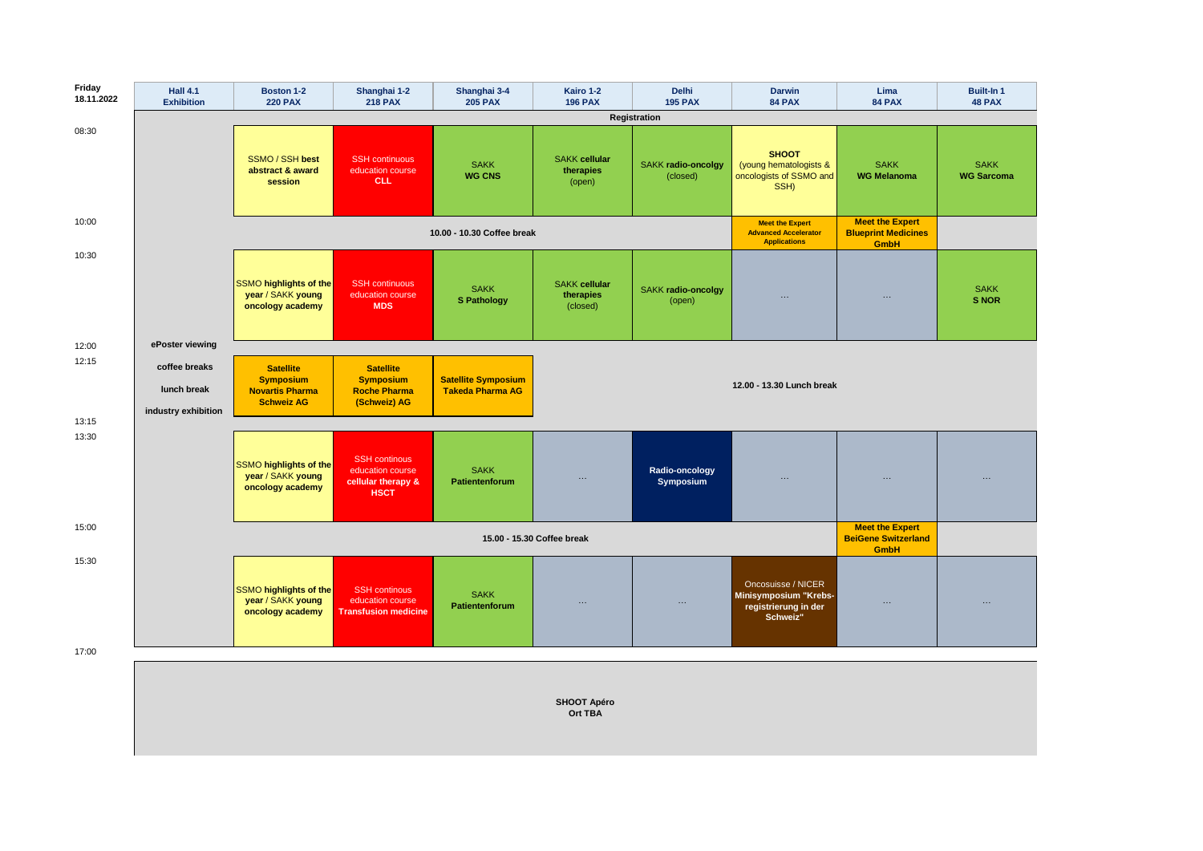| Friday 18.11.2022 | Hall 4.1 Exhibition | Boston 1-2 220 PAX | Shanghai 1-2 218 PAX | Shanghai 3-4 205 PAX | Kairo 1-2 196 PAX | Delhi 195 PAX | Darwin 84 PAX | Lima 84 PAX | Built-In 1 48 PAX |
|---|---|---|---|---|---|---|---|---|---|
| | Registration | | | | | | | | |
| 08:30 | | SSMO / SSH **best abstract & award session** | SSH continuous education course **CLL** | SAKK **WG CNS** | SAKK **cellular therapies** (open) | SAKK **radio-oncolgy** (closed) | **SHOOT** (young hematologists & oncologists of SSMO and SSH) | SAKK **WG Melanoma** | SAKK **WG Sarcoma** |
| 10:00 | | 10.00 - 10.30 Coffee break | | | | | **Meet the Expert Advanced Accelerator Applications** | **Meet the Expert Blueprint Medicines GmbH** | |
| 10:30 | | SSMO **highlights of the year** / SAKK **young oncology academy** | SSH continuous education course **MDS** | SAKK **S Pathology** | SAKK **cellular therapies** (closed) | SAKK **radio-oncolgy** (open) | ... | ... | SAKK **S NOR** |
| 12:00 | **ePoster viewing** | | | | | | | | |
| 12:15 | **coffee breaks** **lunch break** **industry exhibition** | **Satellite Symposium Novartis Pharma Schweiz AG** | **Satellite Symposium Roche Pharma (Schweiz) AG** | **Satellite Symposium Takeda Pharma AG** | 12.00 - 13.30 Lunch break | | | | |
| 13:15 | | | | | | | | | |
| 13:30 | | SSMO **highlights of the year** / SAKK **young oncology academy** | SSH continous education course **cellular therapy & HSCT** | SAKK **Patientenforum** | ... | **Radio-oncology Symposium** | ... | ... | ... |
| 15:00 | | 15.00 - 15.30 Coffee break | | | | | | **Meet the Expert BeiGene Switzerland GmbH** | |
| 15:30 | | SSMO **highlights of the year** / SAKK **young oncology academy** | SSH continous education course **Transfusion medicine** | SAKK **Patientenforum** | ... | ... | Oncosuisse / NICER **Minisymposium "Krebs-registrierung in der Schweiz"** | ... | ... |
| 17:00 | | | | | | | | | |
| | **SHOOT Apéro Ort TBA** | | | | | | | | |